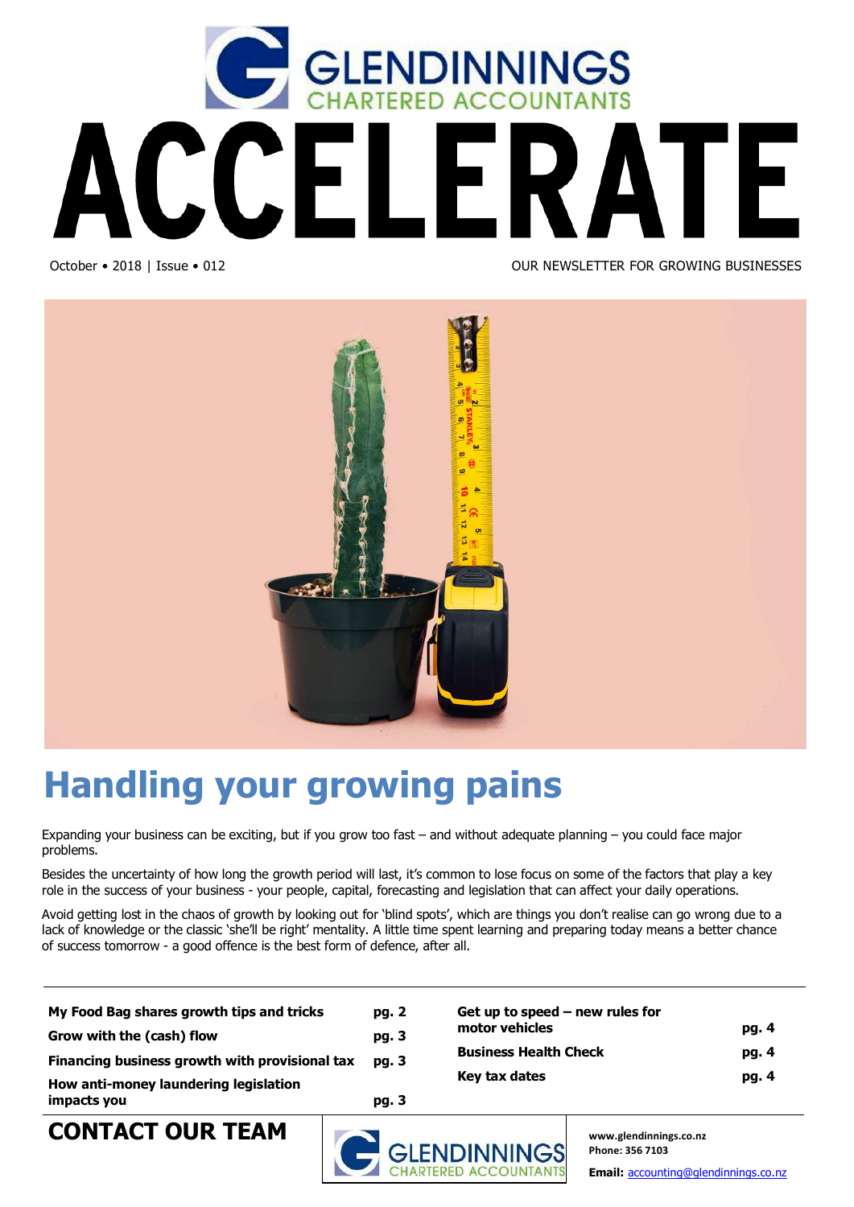GLENDINNINGS CHARTERED ACCOUNTANTS

# ACCELERATE

October • 2018 | Issue • 012

OUR NEWSLETTER FOR GROWING BUSINESSES

## Handling your growing pains

Expanding your business can be exciting, but if you grow too fast – and without adequate planning – you could face major problems.

Besides the uncertainty of how long the growth period will last, it's common to lose focus on some of the factors that play a key role in the success of your business - your people, capital, forecasting and legislation that can affect your daily operations.

Avoid getting lost in the chaos of growth by looking out for 'blind spots', which are things you don't realise can go wrong due to a lack of knowledge or the classic 'she'll be right' mentality. A little time spent learning and preparing today means a better chance of success tomorrow - a good offence is the best form of defence, after all.

| | |
|---|---|
| **My Food Bag shares growth tips and tricks** | **pg. 2** |
| **Grow with the (cash) flow** | **pg. 3** |
| **Financing business growth with provisional tax** | **pg. 3** |
| **How anti-money laundering legislation impacts you** | **pg. 3** |
| **Get up to speed – new rules for motor vehicles** | **pg. 4** |
| **Business Health Check** | **pg. 4** |
| **Key tax dates** | **pg. 4** |

## CONTACT OUR TEAM

GLENDINNINGS CHARTERED ACCOUNTANTS

**www.glendinnings.co.nz**
**Phone: 356 7103**
**Email:** accounting@glendinnings.co.nz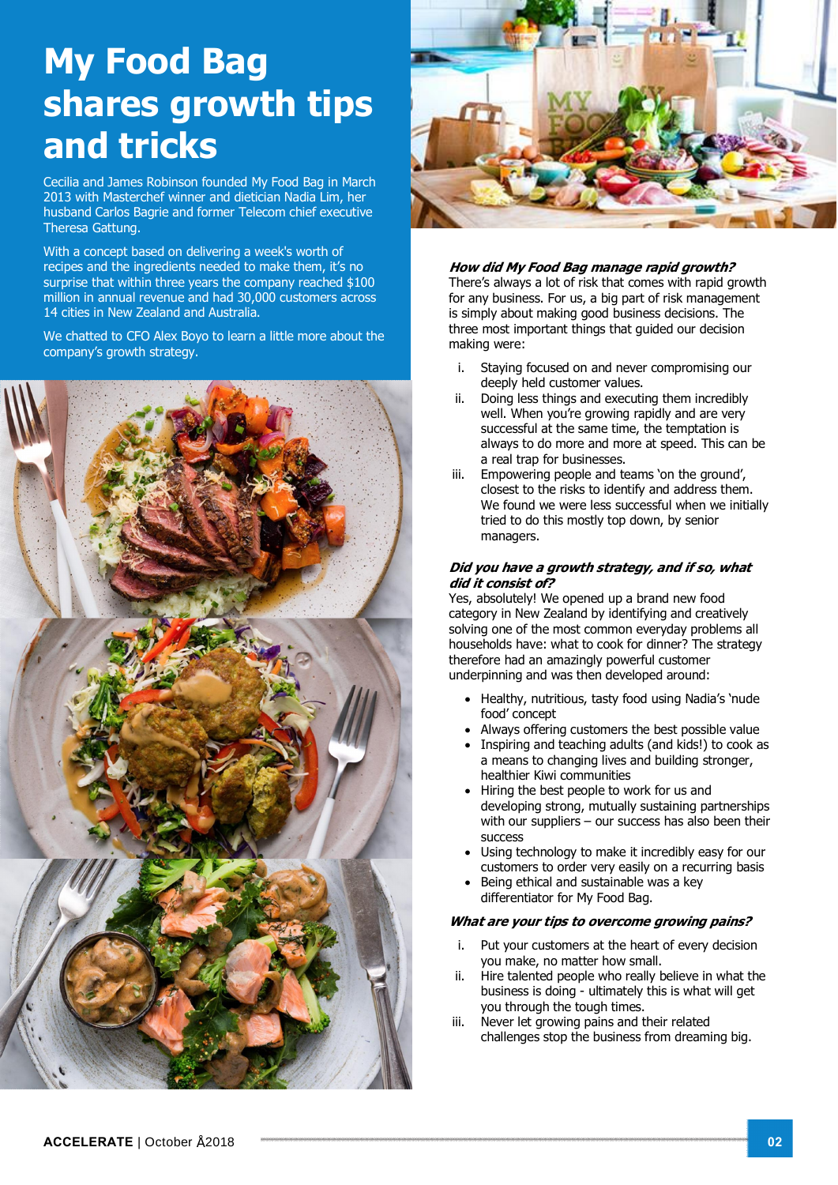# My Food Bag shares growth tips and tricks

Cecilia and James Robinson founded My Food Bag in March 2013 with Masterchef winner and dietician Nadia Lim, her husband Carlos Bagrie and former Telecom chief executive Theresa Gattung.

With a concept based on delivering a week's worth of recipes and the ingredients needed to make them, it's no surprise that within three years the company reached $100 million in annual revenue and had 30,000 customers across 14 cities in New Zealand and Australia.

We chatted to CFO Alex Boyo to learn a little more about the company's growth strategy.

***How did My Food Bag manage rapid growth?***

There's always a lot of risk that comes with rapid growth for any business. For us, a big part of risk management is simply about making good business decisions. The three most important things that guided our decision making were:

i. Staying focused on and never compromising our deeply held customer values.
ii. Doing less things and executing them incredibly well. When you're growing rapidly and are very successful at the same time, the temptation is always to do more and more at speed. This can be a real trap for businesses.
iii. Empowering people and teams 'on the ground', closest to the risks to identify and address them. We found we were less successful when we initially tried to do this mostly top down, by senior managers.

***Did you have a growth strategy, and if so, what did it consist of?***

Yes, absolutely! We opened up a brand new food category in New Zealand by identifying and creatively solving one of the most common everyday problems all households have: what to cook for dinner? The strategy therefore had an amazingly powerful customer underpinning and was then developed around:

- Healthy, nutritious, tasty food using Nadia's 'nude food' concept
- Always offering customers the best possible value
- Inspiring and teaching adults (and kids!) to cook as a means to changing lives and building stronger, healthier Kiwi communities
- Hiring the best people to work for us and developing strong, mutually sustaining partnerships with our suppliers – our success has also been their success
- Using technology to make it incredibly easy for our customers to order very easily on a recurring basis
- Being ethical and sustainable was a key differentiator for My Food Bag.

***What are your tips to overcome growing pains?***

i. Put your customers at the heart of every decision you make, no matter how small.
ii. Hire talented people who really believe in what the business is doing - ultimately this is what will get you through the tough times.
iii. Never let growing pains and their related challenges stop the business from dreaming big.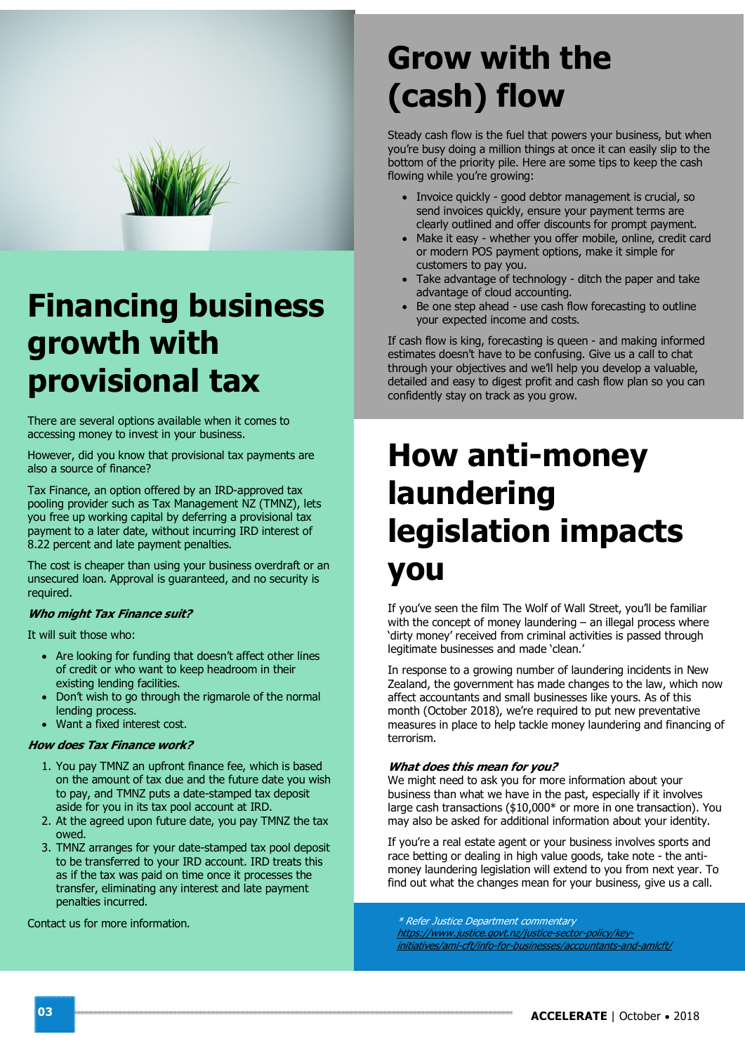# Financing business growth with provisional tax

There are several options available when it comes to accessing money to invest in your business.

However, did you know that provisional tax payments are also a source of finance?

Tax Finance, an option offered by an IRD-approved tax pooling provider such as Tax Management NZ (TMNZ), lets you free up working capital by deferring a provisional tax payment to a later date, without incurring IRD interest of 8.22 percent and late payment penalties.

The cost is cheaper than using your business overdraft or an unsecured loan. Approval is guaranteed, and no security is required.

***Who might Tax Finance suit?***

It will suit those who:

- Are looking for funding that doesn't affect other lines of credit or who want to keep headroom in their existing lending facilities.
- Don't wish to go through the rigmarole of the normal lending process.
- Want a fixed interest cost.

***How does Tax Finance work?***

1. You pay TMNZ an upfront finance fee, which is based on the amount of tax due and the future date you wish to pay, and TMNZ puts a date-stamped tax deposit aside for you in its tax pool account at IRD.
2. At the agreed upon future date, you pay TMNZ the tax owed.
3. TMNZ arranges for your date-stamped tax pool deposit to be transferred to your IRD account. IRD treats this as if the tax was paid on time once it processes the transfer, eliminating any interest and late payment penalties incurred.

Contact us for more information.

# Grow with the (cash) flow

Steady cash flow is the fuel that powers your business, but when you're busy doing a million things at once it can easily slip to the bottom of the priority pile. Here are some tips to keep the cash flowing while you're growing:

- Invoice quickly - good debtor management is crucial, so send invoices quickly, ensure your payment terms are clearly outlined and offer discounts for prompt payment.
- Make it easy - whether you offer mobile, online, credit card or modern POS payment options, make it simple for customers to pay you.
- Take advantage of technology - ditch the paper and take advantage of cloud accounting.
- Be one step ahead - use cash flow forecasting to outline your expected income and costs.

If cash flow is king, forecasting is queen - and making informed estimates doesn't have to be confusing. Give us a call to chat through your objectives and we'll help you develop a valuable, detailed and easy to digest profit and cash flow plan so you can confidently stay on track as you grow.

# How anti-money laundering legislation impacts you

If you've seen the film The Wolf of Wall Street, you'll be familiar with the concept of money laundering – an illegal process where 'dirty money' received from criminal activities is passed through legitimate businesses and made 'clean.'

In response to a growing number of laundering incidents in New Zealand, the government has made changes to the law, which now affect accountants and small businesses like yours. As of this month (October 2018), we're required to put new preventative measures in place to help tackle money laundering and financing of terrorism.

***What does this mean for you?***

We might need to ask you for more information about your business than what we have in the past, especially if it involves large cash transactions ($10,000* or more in one transaction). You may also be asked for additional information about your identity.

If you're a real estate agent or your business involves sports and race betting or dealing in high value goods, take note - the anti-money laundering legislation will extend to you from next year. To find out what the changes mean for your business, give us a call.

*\* Refer Justice Department commentary*
*https://www.justice.govt.nz/justice-sector-policy/key-initiatives/aml-cft/info-for-businesses/accountants-and-amlcft/*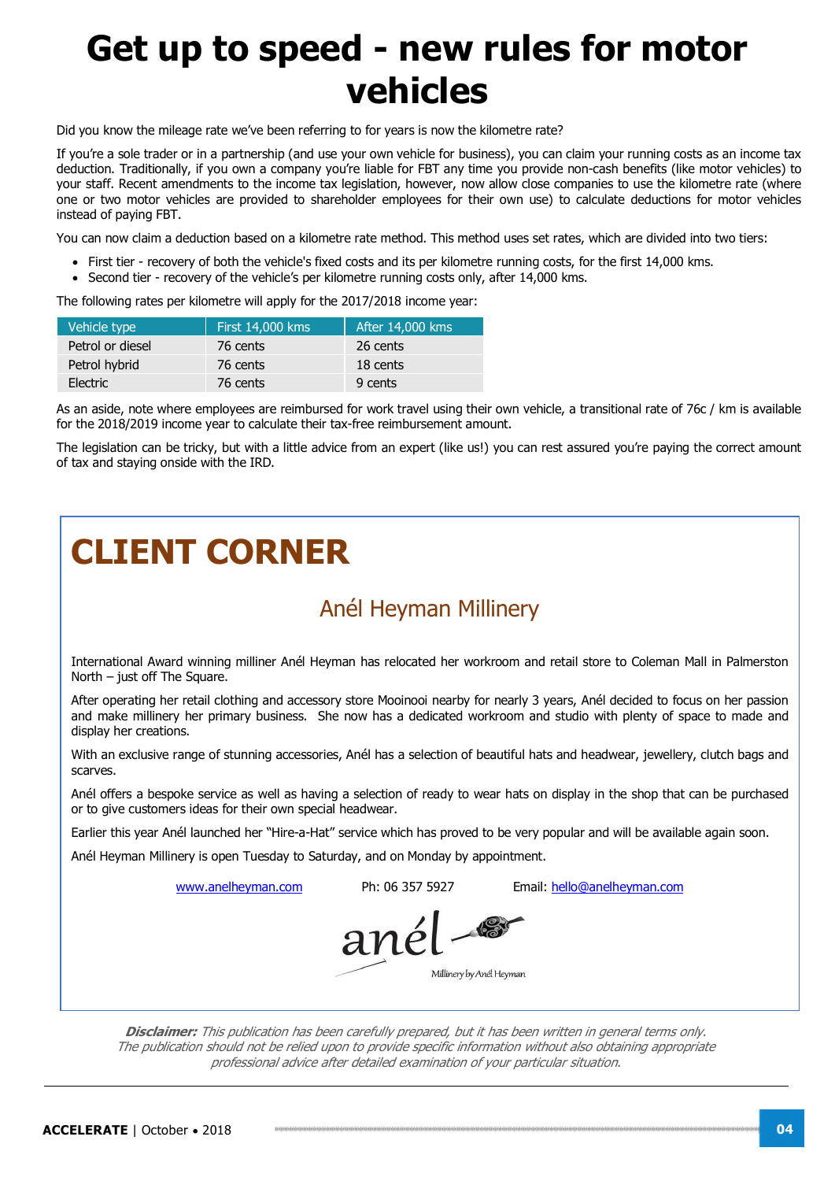# Get up to speed - new rules for motor vehicles

Did you know the mileage rate we've been referring to for years is now the kilometre rate?

If you're a sole trader or in a partnership (and use your own vehicle for business), you can claim your running costs as an income tax deduction. Traditionally, if you own a company you're liable for FBT any time you provide non-cash benefits (like motor vehicles) to your staff. Recent amendments to the income tax legislation, however, now allow close companies to use the kilometre rate (where one or two motor vehicles are provided to shareholder employees for their own use) to calculate deductions for motor vehicles instead of paying FBT.

You can now claim a deduction based on a kilometre rate method. This method uses set rates, which are divided into two tiers:

- First tier - recovery of both the vehicle's fixed costs and its per kilometre running costs, for the first 14,000 kms.
- Second tier - recovery of the vehicle's per kilometre running costs only, after 14,000 kms.

The following rates per kilometre will apply for the 2017/2018 income year:

| Vehicle type | First 14,000 kms | After 14,000 kms |
|---|---|---|
| Petrol or diesel | 76 cents | 26 cents |
| Petrol hybrid | 76 cents | 18 cents |
| Electric | 76 cents | 9 cents |

As an aside, note where employees are reimbursed for work travel using their own vehicle, a transitional rate of 76c / km is available for the 2018/2019 income year to calculate their tax-free reimbursement amount.

The legislation can be tricky, but with a little advice from an expert (like us!) you can rest assured you're paying the correct amount of tax and staying onside with the IRD.

# CLIENT CORNER

## Anél Heyman Millinery

International Award winning milliner Anél Heyman has relocated her workroom and retail store to Coleman Mall in Palmerston North – just off The Square.

After operating her retail clothing and accessory store Mooinooi nearby for nearly 3 years, Anél decided to focus on her passion and make millinery her primary business. She now has a dedicated workroom and studio with plenty of space to made and display her creations.

With an exclusive range of stunning accessories, Anél has a selection of beautiful hats and headwear, jewellery, clutch bags and scarves.

Anél offers a bespoke service as well as having a selection of ready to wear hats on display in the shop that can be purchased or to give customers ideas for their own special headwear.

Earlier this year Anél launched her "Hire-a-Hat" service which has proved to be very popular and will be available again soon.

Anél Heyman Millinery is open Tuesday to Saturday, and on Monday by appointment.

www.anelheyman.com Ph: 06 357 5927 Email: hello@anelheyman.com

anél

Millinery by Anél Heyman

***Disclaimer:*** *This publication has been carefully prepared, but it has been written in general terms only. The publication should not be relied upon to provide specific information without also obtaining appropriate professional advice after detailed examination of your particular situation.*